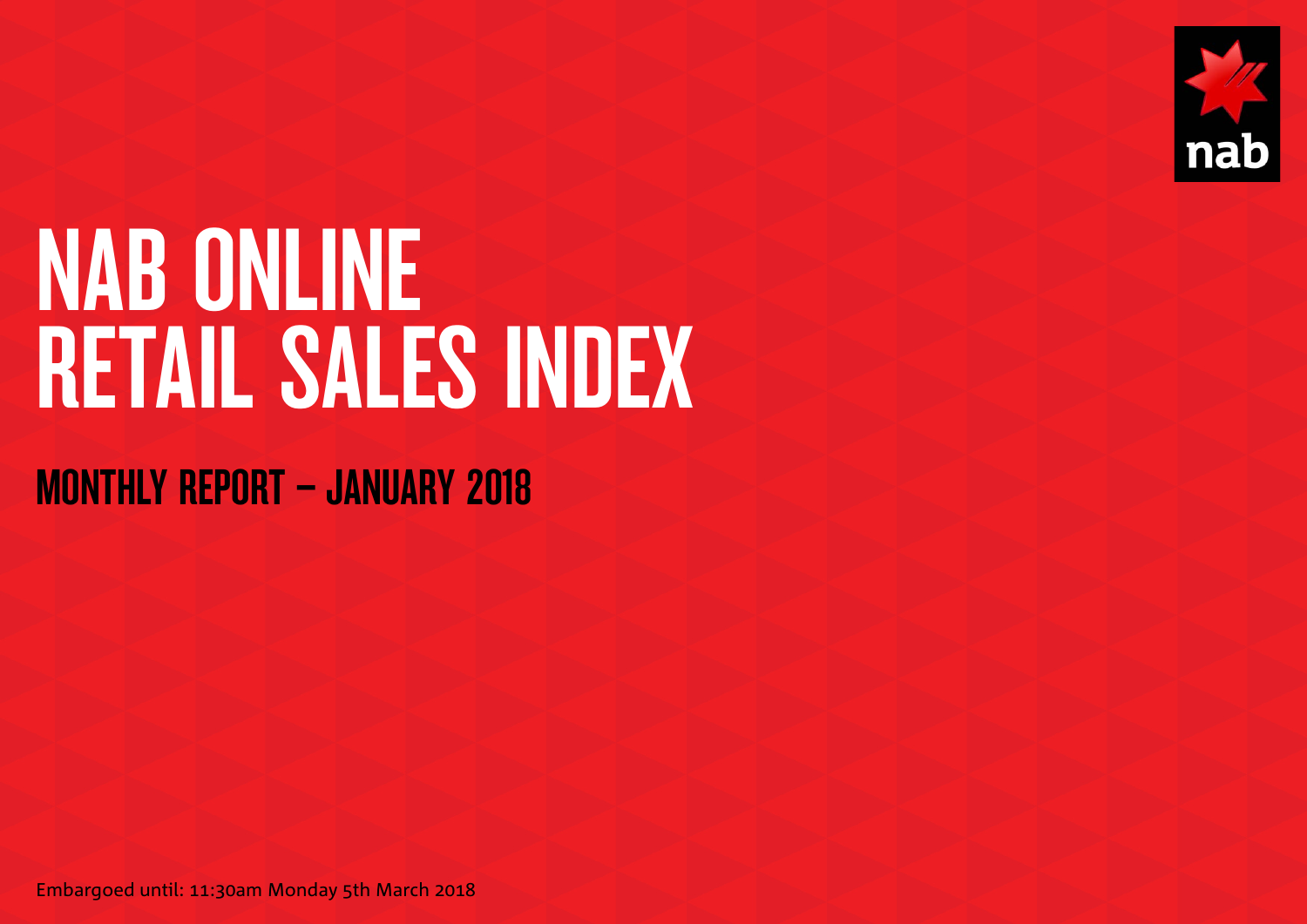# NAB ONLINE RETAIL SALES INDEX

## MONTHLY REPORT – JANUARY 2018

Embargoed until: 11:30am Monday 5th March 2018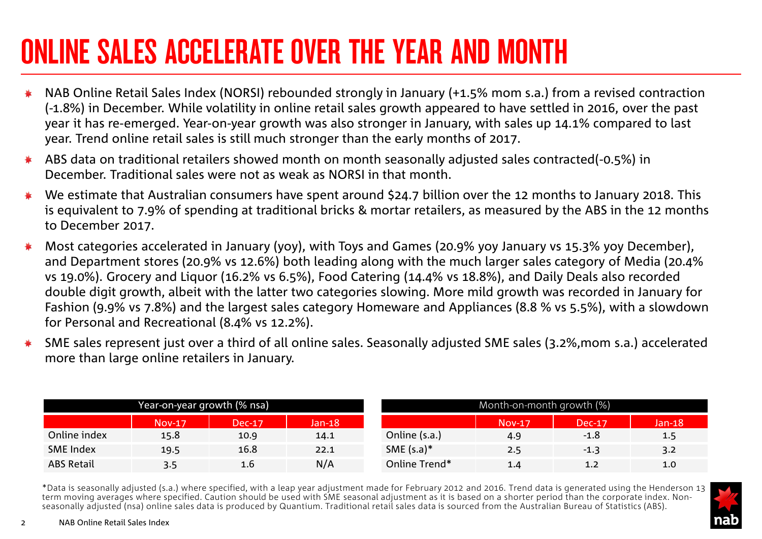# ONLINE SALES ACCELERATE OVER THE YEAR AND MONTH

- NAB Online Retail Sales Index (NORSI) rebounded strongly in January (+1.5% mom s.a.) from a revised contraction (-1.8%) in December. While volatility in online retail sales growth appeared to have settled in 2016, over the past year it has re-emerged. Year-on-year growth was also stronger in January, with sales up 14.1% compared to last year. Trend online retail sales is still much stronger than the early months of 2017.
- ABS data on traditional retailers showed month on month seasonally adjusted sales contracted(-0.5%) in December. Traditional sales were not as weak as NORSI in that month.
- We estimate that Australian consumers have spent around $24.7 billion over the 12 months to January 2018. This is equivalent to 7.9% of spending at traditional bricks & mortar retailers, as measured by the ABS in the 12 months to December 2017.
- Most categories accelerated in January (yoy), with Toys and Games (20.9% yoy January vs 15.3% yoy December), and Department stores (20.9% vs 12.6%) both leading along with the much larger sales category of Media (20.4% vs 19.0%). Grocery and Liquor (16.2% vs 6.5%), Food Catering (14.4% vs 18.8%), and Daily Deals also recorded double digit growth, albeit with the latter two categories slowing. More mild growth was recorded in January for Fashion (9.9% vs 7.8%) and the largest sales category Homeware and Appliances (8.8 % vs 5.5%), with a slowdown for Personal and Recreational (8.4% vs 12.2%).
- SME sales represent just over a third of all online sales. Seasonally adjusted SME sales (3.2%,mom s.a.) accelerated more than large online retailers in January.

| Year-on-year growth (% nsa) | | | |
|---|---|---|---|
| | Nov-17 | Dec-17 | Jan-18 |
| Online index | 15.8 | 10.9 | 14.1 |
| SME Index | 19.5 | 16.8 | 22.1 |
| ABS Retail | 3.5 | 1.6 | N/A |

| Month-on-month growth (%) | | | |
|---|---|---|---|
| | Nov-17 | Dec-17 | Jan-18 |
| Online (s.a.) | 4.9 | -1.8 | 1.5 |
| SME (s.a)* | 2.5 | -1.3 | 3.2 |
| Online Trend* | 1.4 | 1.2 | 1.0 |

*Data is seasonally adjusted (s.a.) where specified, with a leap year adjustment made for February 2012 and 2016. Trend data is generated using the Henderson 13 term moving averages where specified. Caution should be used with SME seasonal adjustment as it is based on a shorter period than the corporate index. Non-seasonally adjusted (nsa) online sales data is produced by Quantium. Traditional retail sales data is sourced from the Australian Bureau of Statistics (ABS).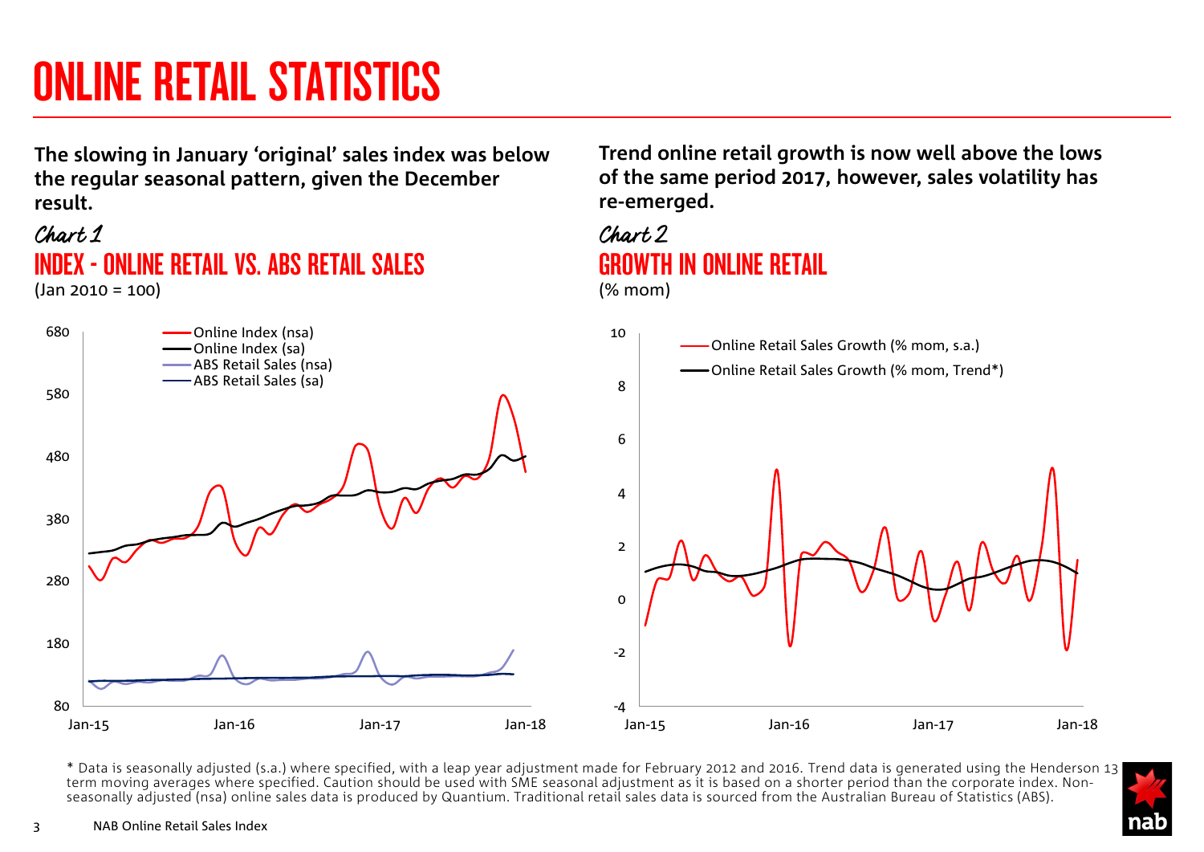# ONLINE RETAIL STATISTICS

**The slowing in January 'original' sales index was below the regular seasonal pattern, given the December result.**

*Chart 1*

## INDEX - ONLINE RETAIL VS. ABS RETAIL SALES

(Jan 2010 = 100)

**Trend online retail growth is now well above the lows of the same period 2017, however, sales volatility has re-emerged.**

*Chart 2*

## GROWTH IN ONLINE RETAIL

(% mom)

* Data is seasonally adjusted (s.a.) where specified, with a leap year adjustment made for February 2012 and 2016. Trend data is generated using the Henderson 13 term moving averages where specified. Caution should be used with SME seasonal adjustment as it is based on a shorter period than the corporate index. Non-seasonally adjusted (nsa) online sales data is produced by Quantium. Traditional retail sales data is sourced from the Australian Bureau of Statistics (ABS).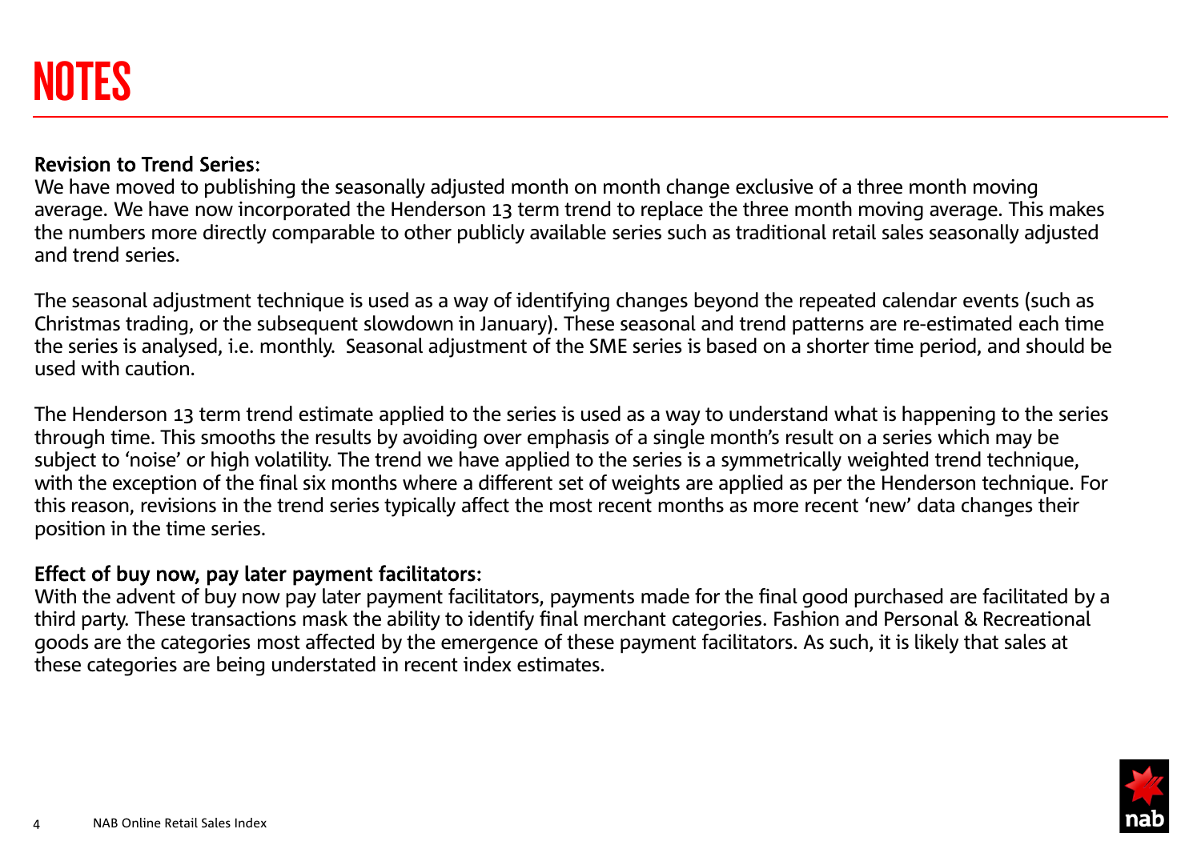# NOTES

**Revision to Trend Series**:
We have moved to publishing the seasonally adjusted month on month change exclusive of a three month moving average. We have now incorporated the Henderson 13 term trend to replace the three month moving average. This makes the numbers more directly comparable to other publicly available series such as traditional retail sales seasonally adjusted and trend series.

The seasonal adjustment technique is used as a way of identifying changes beyond the repeated calendar events (such as Christmas trading, or the subsequent slowdown in January). These seasonal and trend patterns are re-estimated each time the series is analysed, i.e. monthly.  Seasonal adjustment of the SME series is based on a shorter time period, and should be used with caution.

The Henderson 13 term trend estimate applied to the series is used as a way to understand what is happening to the series through time. This smooths the results by avoiding over emphasis of a single month's result on a series which may be subject to 'noise' or high volatility. The trend we have applied to the series is a symmetrically weighted trend technique, with the exception of the final six months where a different set of weights are applied as per the Henderson technique. For this reason, revisions in the trend series typically affect the most recent months as more recent 'new' data changes their position in the time series.

**Effect of buy now, pay later payment facilitators**:
With the advent of buy now pay later payment facilitators, payments made for the final good purchased are facilitated by a third party. These transactions mask the ability to identify final merchant categories. Fashion and Personal & Recreational goods are the categories most affected by the emergence of these payment facilitators. As such, it is likely that sales at these categories are being understated in recent index estimates.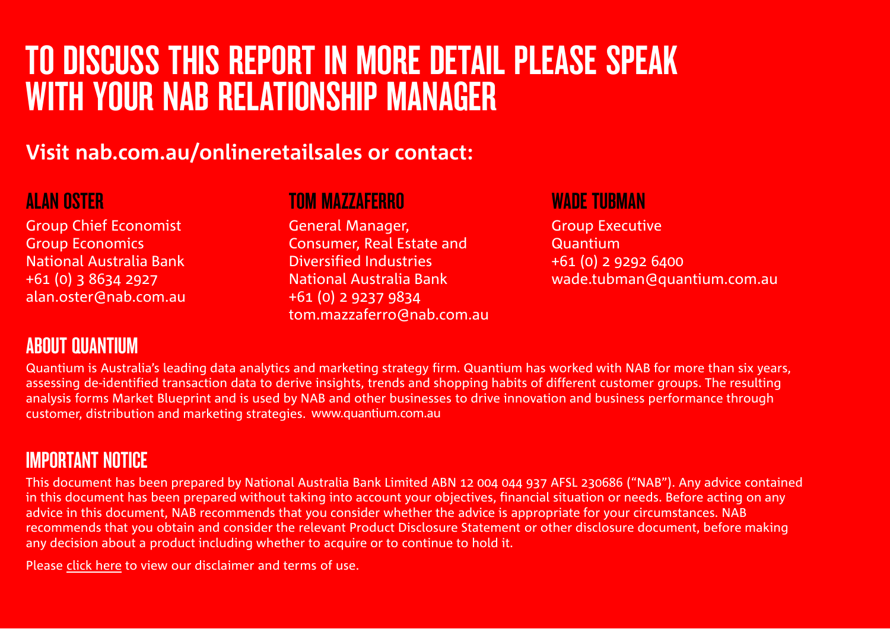# TO DISCUSS THIS REPORT IN MORE DETAIL PLEASE SPEAK WITH YOUR NAB RELATIONSHIP MANAGER

**Visit nab.com.au/onlineretailsales or contact:**

### ALAN OSTER

Group Chief Economist
Group Economics
National Australia Bank
+61 (0) 3 8634 2927
alan.oster@nab.com.au

### TOM MAZZAFERRO

General Manager,
Consumer, Real Estate and
Diversified Industries
National Australia Bank
+61 (0) 2 9237 9834
tom.mazzaferro@nab.com.au

### WADE TUBMAN

Group Executive
Quantium
+61 (0) 2 9292 6400
wade.tubman@quantium.com.au

## ABOUT QUANTIUM

Quantium is Australia's leading data analytics and marketing strategy firm. Quantium has worked with NAB for more than six years, assessing de-identified transaction data to derive insights, trends and shopping habits of different customer groups. The resulting analysis forms Market Blueprint and is used by NAB and other businesses to drive innovation and business performance through customer, distribution and marketing strategies. www.quantium.com.au

## IMPORTANT NOTICE

This document has been prepared by National Australia Bank Limited ABN 12 004 044 937 AFSL 230686 ("NAB"). Any advice contained in this document has been prepared without taking into account your objectives, financial situation or needs. Before acting on any advice in this document, NAB recommends that you consider whether the advice is appropriate for your circumstances. NAB recommends that you obtain and consider the relevant Product Disclosure Statement or other disclosure document, before making any decision about a product including whether to acquire or to continue to hold it.

Please click here to view our disclaimer and terms of use.